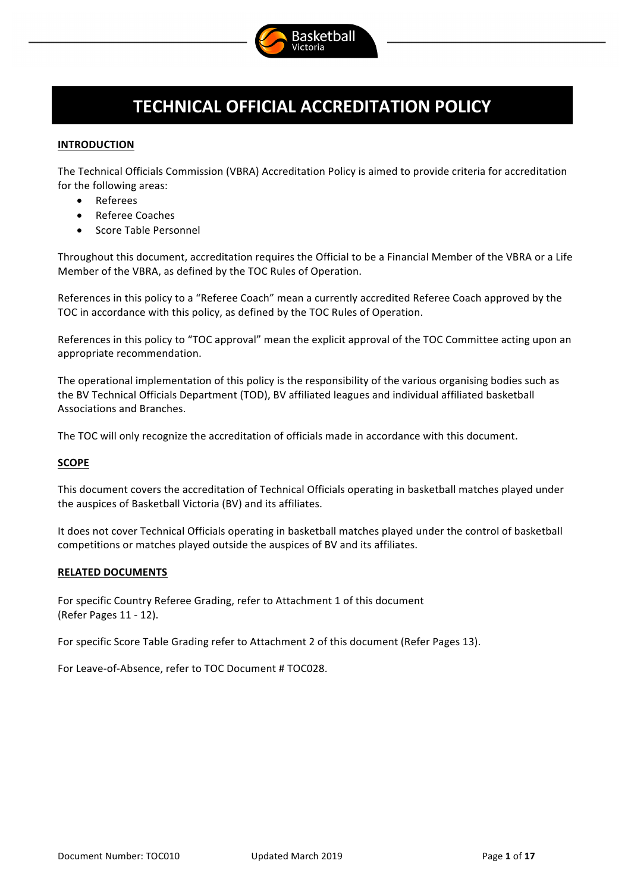# TECHNICAL OFFICIAL ACCREDITATION POLICY

## INTRODUCTION

The Technical Officials Commission (VBRA) Accreditation Policy is aimed to provide criteria for accreditation for the following areas:

- Referees
- Referee Coaches
- Score Table Personnel

Throughout this document, accreditation requires the Official to be a Financial Member of the VBRA or a Life Member of the VBRA, as defined by the TOC Rules of Operation.

References in this policy to a "Referee Coach" mean a currently accredited Referee Coach approved by the TOC in accordance with this policy, as defined by the TOC Rules of Operation.

References in this policy to "TOC approval" mean the explicit approval of the TOC Committee acting upon an appropriate recommendation.

The operational implementation of this policy is the responsibility of the various organising bodies such as the BV Technical Officials Department (TOD), BV affiliated leagues and individual affiliated basketball Associations and Branches.

The TOC will only recognize the accreditation of officials made in accordance with this document.

## SCOPE

This document covers the accreditation of Technical Officials operating in basketball matches played under the auspices of Basketball Victoria (BV) and its affiliates.

It does not cover Technical Officials operating in basketball matches played under the control of basketball competitions or matches played outside the auspices of BV and its affiliates.

## RELATED DOCUMENTS

For specific Country Referee Grading, refer to Attachment 1 of this document
(Refer Pages 11 - 12).

For specific Score Table Grading refer to Attachment 2 of this document (Refer Pages 13).

For Leave-of-Absence, refer to TOC Document # TOC028.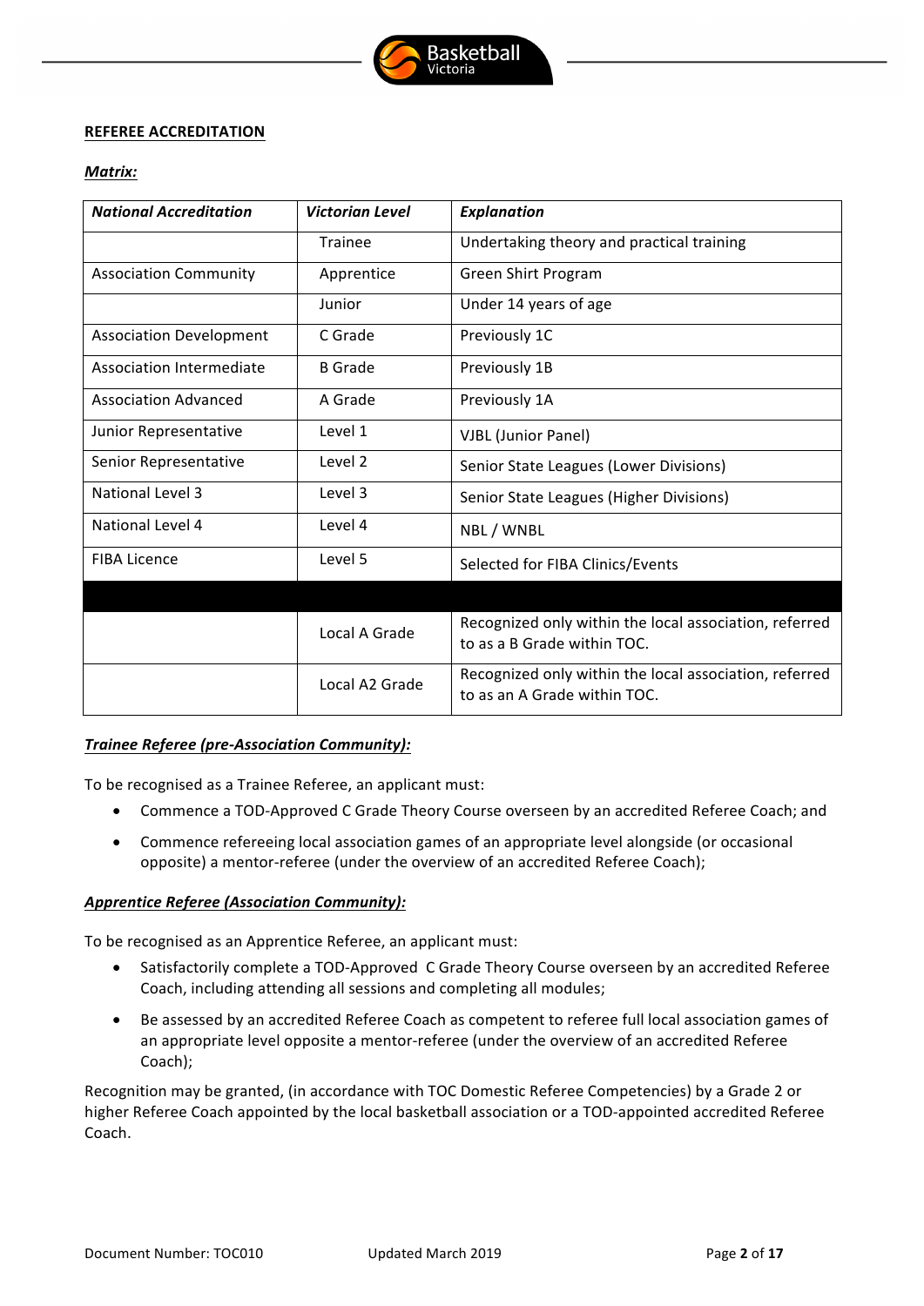**REFEREE ACCREDITATION**

***Matrix:***

| ***National Accreditation*** | ***Victorian Level*** | ***Explanation*** |
|---|---|---|
| | Trainee | Undertaking theory and practical training |
| Association Community | Apprentice | Green Shirt Program |
| | Junior | Under 14 years of age |
| Association Development | C Grade | Previously 1C |
| Association Intermediate | B Grade | Previously 1B |
| Association Advanced | A Grade | Previously 1A |
| Junior Representative | Level 1 | VJBL (Junior Panel) |
| Senior Representative | Level 2 | Senior State Leagues (Lower Divisions) |
| National Level 3 | Level 3 | Senior State Leagues (Higher Divisions) |
| National Level 4 | Level 4 | NBL / WNBL |
| FIBA Licence | Level 5 | Selected for FIBA Clinics/Events |
| | | |
| | Local A Grade | Recognized only within the local association, referred to as a B Grade within TOC. |
| | Local A2 Grade | Recognized only within the local association, referred to as an A Grade within TOC. |

***Trainee Referee (pre-Association Community):***

To be recognised as a Trainee Referee, an applicant must:

- Commence a TOD-Approved C Grade Theory Course overseen by an accredited Referee Coach; and
- Commence refereeing local association games of an appropriate level alongside (or occasional opposite) a mentor-referee (under the overview of an accredited Referee Coach);

***Apprentice Referee (Association Community):***

To be recognised as an Apprentice Referee, an applicant must:

- Satisfactorily complete a TOD-Approved C Grade Theory Course overseen by an accredited Referee Coach, including attending all sessions and completing all modules;
- Be assessed by an accredited Referee Coach as competent to referee full local association games of an appropriate level opposite a mentor-referee (under the overview of an accredited Referee Coach);

Recognition may be granted, (in accordance with TOC Domestic Referee Competencies) by a Grade 2 or higher Referee Coach appointed by the local basketball association or a TOD-appointed accredited Referee Coach.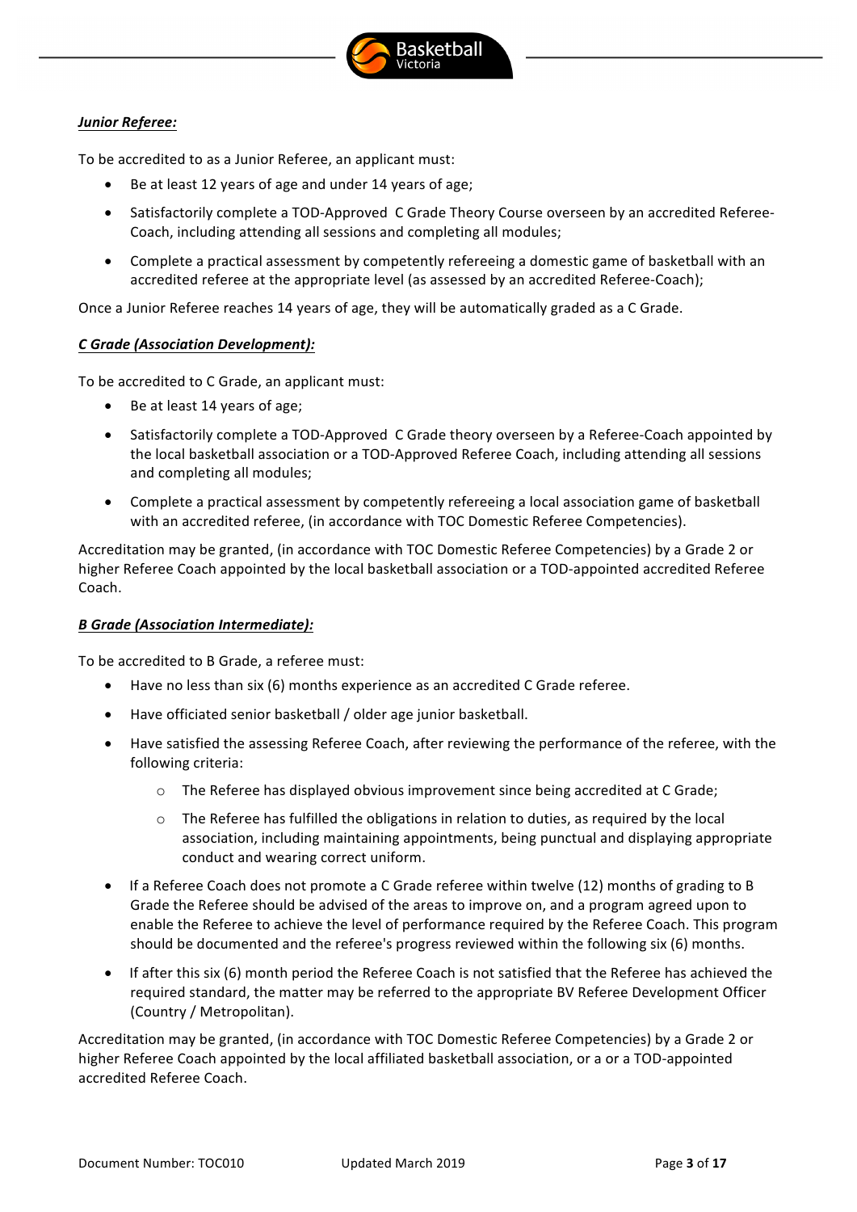***Junior Referee:***

To be accredited to as a Junior Referee, an applicant must:

- Be at least 12 years of age and under 14 years of age;
- Satisfactorily complete a TOD-Approved C Grade Theory Course overseen by an accredited Referee-Coach, including attending all sessions and completing all modules;
- Complete a practical assessment by competently refereeing a domestic game of basketball with an accredited referee at the appropriate level (as assessed by an accredited Referee-Coach);

Once a Junior Referee reaches 14 years of age, they will be automatically graded as a C Grade.

***C Grade (Association Development):***

To be accredited to C Grade, an applicant must:

- Be at least 14 years of age;
- Satisfactorily complete a TOD-Approved C Grade theory overseen by a Referee-Coach appointed by the local basketball association or a TOD-Approved Referee Coach, including attending all sessions and completing all modules;
- Complete a practical assessment by competently refereeing a local association game of basketball with an accredited referee, (in accordance with TOC Domestic Referee Competencies).

Accreditation may be granted, (in accordance with TOC Domestic Referee Competencies) by a Grade 2 or higher Referee Coach appointed by the local basketball association or a TOD-appointed accredited Referee Coach.

***B Grade (Association Intermediate):***

To be accredited to B Grade, a referee must:

- Have no less than six (6) months experience as an accredited C Grade referee.
- Have officiated senior basketball / older age junior basketball.
- Have satisfied the assessing Referee Coach, after reviewing the performance of the referee, with the following criteria:
  - The Referee has displayed obvious improvement since being accredited at C Grade;
  - The Referee has fulfilled the obligations in relation to duties, as required by the local association, including maintaining appointments, being punctual and displaying appropriate conduct and wearing correct uniform.
- If a Referee Coach does not promote a C Grade referee within twelve (12) months of grading to B Grade the Referee should be advised of the areas to improve on, and a program agreed upon to enable the Referee to achieve the level of performance required by the Referee Coach. This program should be documented and the referee's progress reviewed within the following six (6) months.
- If after this six (6) month period the Referee Coach is not satisfied that the Referee has achieved the required standard, the matter may be referred to the appropriate BV Referee Development Officer (Country / Metropolitan).

Accreditation may be granted, (in accordance with TOC Domestic Referee Competencies) by a Grade 2 or higher Referee Coach appointed by the local affiliated basketball association, or a or a TOD-appointed accredited Referee Coach.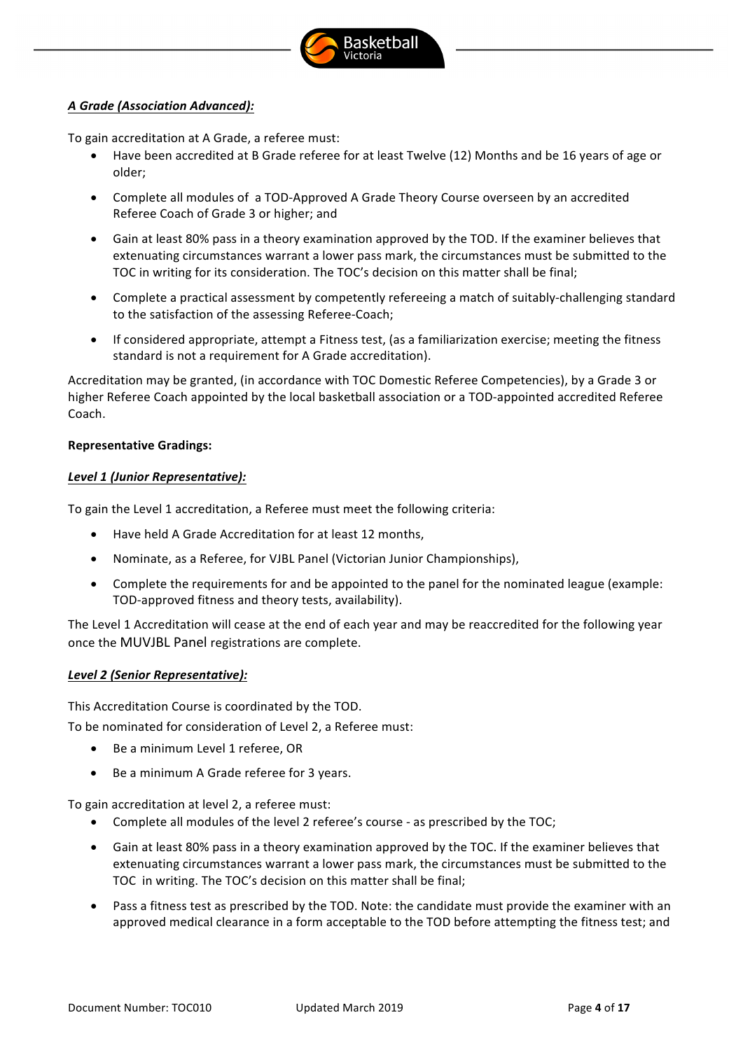***A Grade (Association Advanced):***

To gain accreditation at A Grade, a referee must:

- Have been accredited at B Grade referee for at least Twelve (12) Months and be 16 years of age or older;
- Complete all modules of a TOD-Approved A Grade Theory Course overseen by an accredited Referee Coach of Grade 3 or higher; and
- Gain at least 80% pass in a theory examination approved by the TOD. If the examiner believes that extenuating circumstances warrant a lower pass mark, the circumstances must be submitted to the TOC in writing for its consideration. The TOC's decision on this matter shall be final;
- Complete a practical assessment by competently refereeing a match of suitably-challenging standard to the satisfaction of the assessing Referee-Coach;
- If considered appropriate, attempt a Fitness test, (as a familiarization exercise; meeting the fitness standard is not a requirement for A Grade accreditation).

Accreditation may be granted, (in accordance with TOC Domestic Referee Competencies), by a Grade 3 or higher Referee Coach appointed by the local basketball association or a TOD-appointed accredited Referee Coach.

**Representative Gradings:**

***Level 1 (Junior Representative):***

To gain the Level 1 accreditation, a Referee must meet the following criteria:

- Have held A Grade Accreditation for at least 12 months,
- Nominate, as a Referee, for VJBL Panel (Victorian Junior Championships),
- Complete the requirements for and be appointed to the panel for the nominated league (example: TOD-approved fitness and theory tests, availability).

The Level 1 Accreditation will cease at the end of each year and may be reaccredited for the following year once the MUVJBL Panel registrations are complete.

***Level 2 (Senior Representative):***

This Accreditation Course is coordinated by the TOD.

To be nominated for consideration of Level 2, a Referee must:

- Be a minimum Level 1 referee, OR
- Be a minimum A Grade referee for 3 years.

To gain accreditation at level 2, a referee must:

- Complete all modules of the level 2 referee's course - as prescribed by the TOC;
- Gain at least 80% pass in a theory examination approved by the TOC. If the examiner believes that extenuating circumstances warrant a lower pass mark, the circumstances must be submitted to the TOC in writing. The TOC's decision on this matter shall be final;
- Pass a fitness test as prescribed by the TOD. Note: the candidate must provide the examiner with an approved medical clearance in a form acceptable to the TOD before attempting the fitness test; and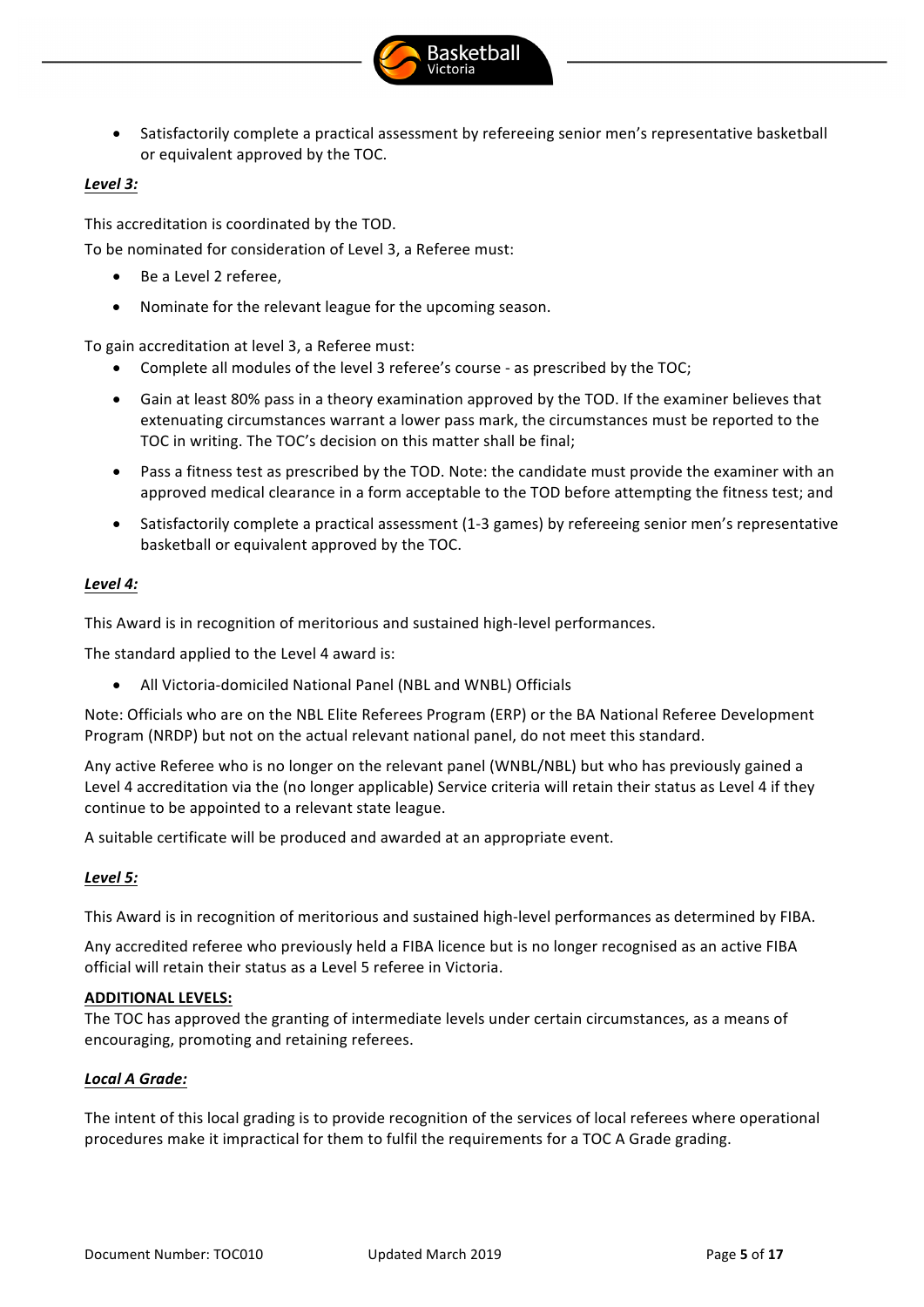- Satisfactorily complete a practical assessment by refereeing senior men's representative basketball or equivalent approved by the TOC.

***Level 3:***

This accreditation is coordinated by the TOD.

To be nominated for consideration of Level 3, a Referee must:

- Be a Level 2 referee,
- Nominate for the relevant league for the upcoming season.

To gain accreditation at level 3, a Referee must:

- Complete all modules of the level 3 referee's course - as prescribed by the TOC;
- Gain at least 80% pass in a theory examination approved by the TOD. If the examiner believes that extenuating circumstances warrant a lower pass mark, the circumstances must be reported to the TOC in writing. The TOC's decision on this matter shall be final;
- Pass a fitness test as prescribed by the TOD. Note: the candidate must provide the examiner with an approved medical clearance in a form acceptable to the TOD before attempting the fitness test; and
- Satisfactorily complete a practical assessment (1-3 games) by refereeing senior men's representative basketball or equivalent approved by the TOC.

***Level 4:***

This Award is in recognition of meritorious and sustained high-level performances.

The standard applied to the Level 4 award is:

- All Victoria-domiciled National Panel (NBL and WNBL) Officials

Note: Officials who are on the NBL Elite Referees Program (ERP) or the BA National Referee Development Program (NRDP) but not on the actual relevant national panel, do not meet this standard.

Any active Referee who is no longer on the relevant panel (WNBL/NBL) but who has previously gained a Level 4 accreditation via the (no longer applicable) Service criteria will retain their status as Level 4 if they continue to be appointed to a relevant state league.

A suitable certificate will be produced and awarded at an appropriate event.

***Level 5:***

This Award is in recognition of meritorious and sustained high-level performances as determined by FIBA.

Any accredited referee who previously held a FIBA licence but is no longer recognised as an active FIBA official will retain their status as a Level 5 referee in Victoria.

**ADDITIONAL LEVELS:**

The TOC has approved the granting of intermediate levels under certain circumstances, as a means of encouraging, promoting and retaining referees.

***Local A Grade:***

The intent of this local grading is to provide recognition of the services of local referees where operational procedures make it impractical for them to fulfil the requirements for a TOC A Grade grading.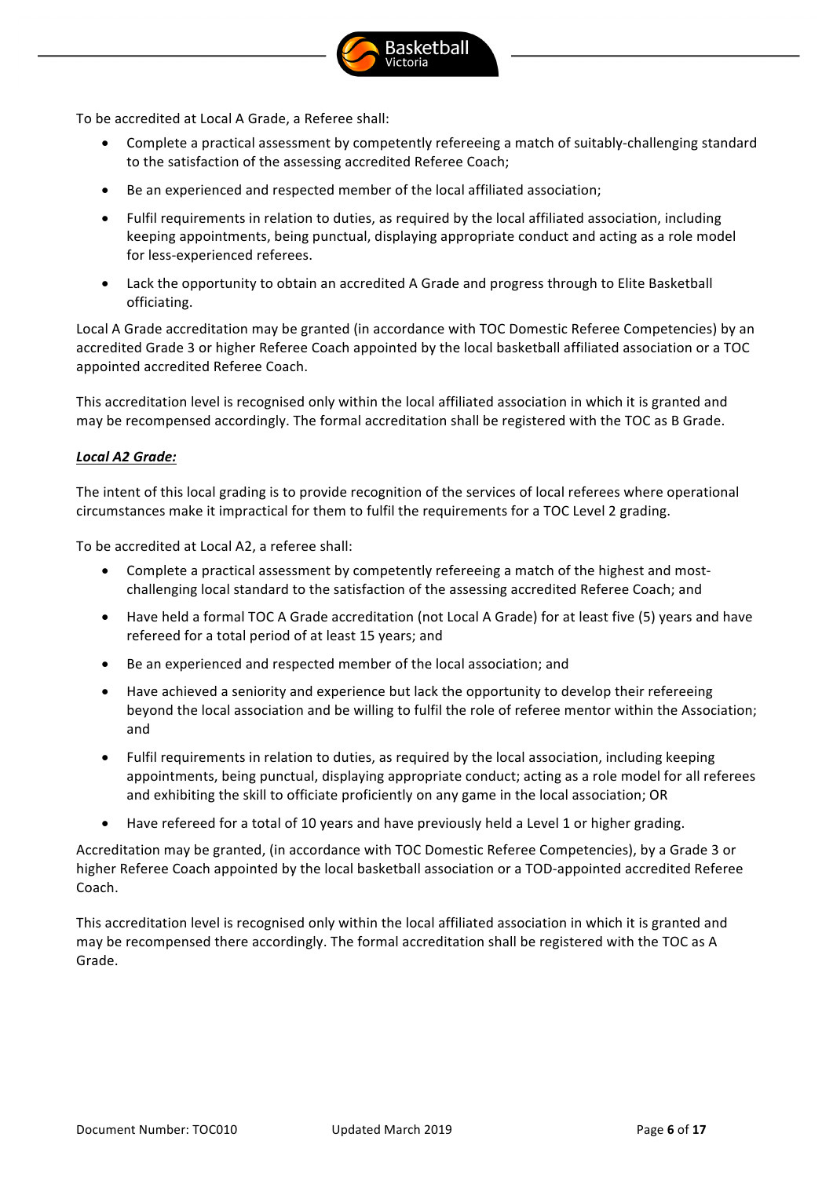To be accredited at Local A Grade, a Referee shall:

- Complete a practical assessment by competently refereeing a match of suitably-challenging standard to the satisfaction of the assessing accredited Referee Coach;
- Be an experienced and respected member of the local affiliated association;
- Fulfil requirements in relation to duties, as required by the local affiliated association, including keeping appointments, being punctual, displaying appropriate conduct and acting as a role model for less-experienced referees.
- Lack the opportunity to obtain an accredited A Grade and progress through to Elite Basketball officiating.

Local A Grade accreditation may be granted (in accordance with TOC Domestic Referee Competencies) by an accredited Grade 3 or higher Referee Coach appointed by the local basketball affiliated association or a TOC appointed accredited Referee Coach.

This accreditation level is recognised only within the local affiliated association in which it is granted and may be recompensed accordingly. The formal accreditation shall be registered with the TOC as B Grade.

***Local A2 Grade:***

The intent of this local grading is to provide recognition of the services of local referees where operational circumstances make it impractical for them to fulfil the requirements for a TOC Level 2 grading.

To be accredited at Local A2, a referee shall:

- Complete a practical assessment by competently refereeing a match of the highest and most-challenging local standard to the satisfaction of the assessing accredited Referee Coach; and
- Have held a formal TOC A Grade accreditation (not Local A Grade) for at least five (5) years and have refereed for a total period of at least 15 years; and
- Be an experienced and respected member of the local association; and
- Have achieved a seniority and experience but lack the opportunity to develop their refereeing beyond the local association and be willing to fulfil the role of referee mentor within the Association; and
- Fulfil requirements in relation to duties, as required by the local association, including keeping appointments, being punctual, displaying appropriate conduct; acting as a role model for all referees and exhibiting the skill to officiate proficiently on any game in the local association; OR
- Have refereed for a total of 10 years and have previously held a Level 1 or higher grading.

Accreditation may be granted, (in accordance with TOC Domestic Referee Competencies), by a Grade 3 or higher Referee Coach appointed by the local basketball association or a TOD-appointed accredited Referee Coach.

This accreditation level is recognised only within the local affiliated association in which it is granted and may be recompensed there accordingly. The formal accreditation shall be registered with the TOC as A Grade.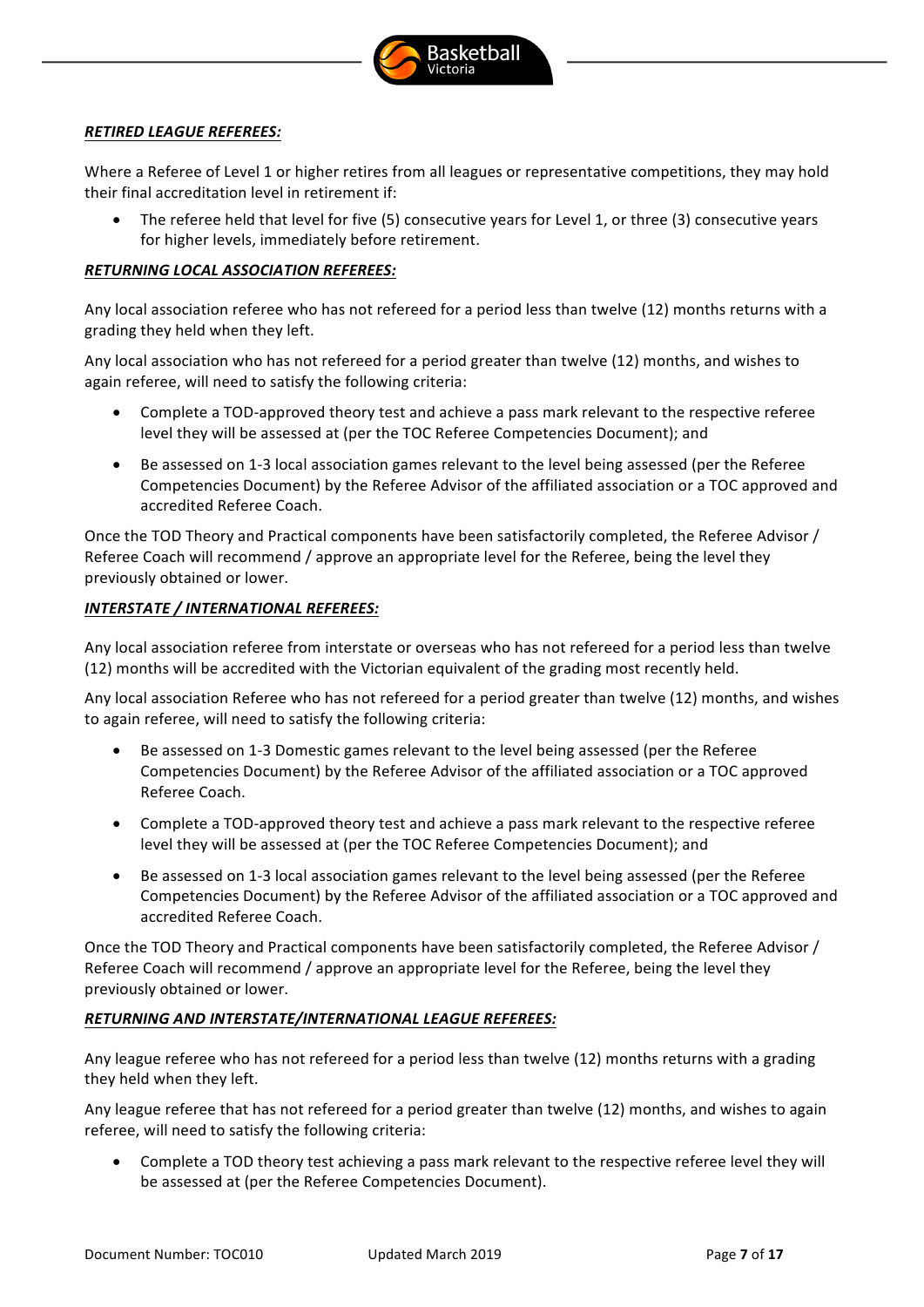***RETIRED LEAGUE REFEREES:***

Where a Referee of Level 1 or higher retires from all leagues or representative competitions, they may hold their final accreditation level in retirement if:

- The referee held that level for five (5) consecutive years for Level 1, or three (3) consecutive years for higher levels, immediately before retirement.

***RETURNING LOCAL ASSOCIATION REFEREES:***

Any local association referee who has not refereed for a period less than twelve (12) months returns with a grading they held when they left.

Any local association who has not refereed for a period greater than twelve (12) months, and wishes to again referee, will need to satisfy the following criteria:

- Complete a TOD-approved theory test and achieve a pass mark relevant to the respective referee level they will be assessed at (per the TOC Referee Competencies Document); and
- Be assessed on 1-3 local association games relevant to the level being assessed (per the Referee Competencies Document) by the Referee Advisor of the affiliated association or a TOC approved and accredited Referee Coach.

Once the TOD Theory and Practical components have been satisfactorily completed, the Referee Advisor / Referee Coach will recommend / approve an appropriate level for the Referee, being the level they previously obtained or lower.

***INTERSTATE / INTERNATIONAL REFEREES:***

Any local association referee from interstate or overseas who has not refereed for a period less than twelve (12) months will be accredited with the Victorian equivalent of the grading most recently held.

Any local association Referee who has not refereed for a period greater than twelve (12) months, and wishes to again referee, will need to satisfy the following criteria:

- Be assessed on 1-3 Domestic games relevant to the level being assessed (per the Referee Competencies Document) by the Referee Advisor of the affiliated association or a TOC approved Referee Coach.
- Complete a TOD-approved theory test and achieve a pass mark relevant to the respective referee level they will be assessed at (per the TOC Referee Competencies Document); and
- Be assessed on 1-3 local association games relevant to the level being assessed (per the Referee Competencies Document) by the Referee Advisor of the affiliated association or a TOC approved and accredited Referee Coach.

Once the TOD Theory and Practical components have been satisfactorily completed, the Referee Advisor / Referee Coach will recommend / approve an appropriate level for the Referee, being the level they previously obtained or lower.

***RETURNING AND INTERSTATE/INTERNATIONAL LEAGUE REFEREES:***

Any league referee who has not refereed for a period less than twelve (12) months returns with a grading they held when they left.

Any league referee that has not refereed for a period greater than twelve (12) months, and wishes to again referee, will need to satisfy the following criteria:

- Complete a TOD theory test achieving a pass mark relevant to the respective referee level they will be assessed at (per the Referee Competencies Document).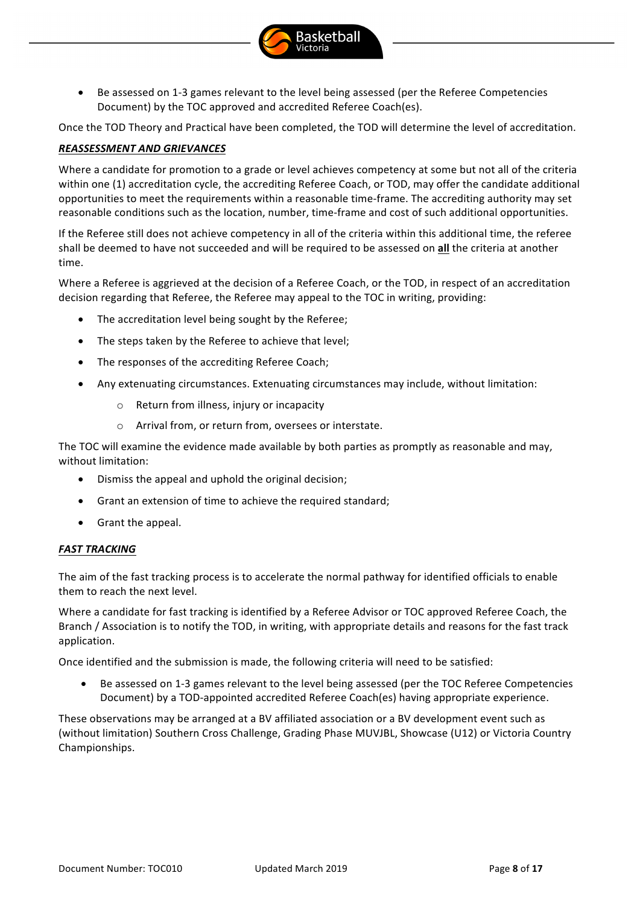- Be assessed on 1-3 games relevant to the level being assessed (per the Referee Competencies Document) by the TOC approved and accredited Referee Coach(es).

Once the TOD Theory and Practical have been completed, the TOD will determine the level of accreditation.

***REASSESSMENT AND GRIEVANCES***

Where a candidate for promotion to a grade or level achieves competency at some but not all of the criteria within one (1) accreditation cycle, the accrediting Referee Coach, or TOD, may offer the candidate additional opportunities to meet the requirements within a reasonable time-frame. The accrediting authority may set reasonable conditions such as the location, number, time-frame and cost of such additional opportunities.

If the Referee still does not achieve competency in all of the criteria within this additional time, the referee shall be deemed to have not succeeded and will be required to be assessed on **all** the criteria at another time.

Where a Referee is aggrieved at the decision of a Referee Coach, or the TOD, in respect of an accreditation decision regarding that Referee, the Referee may appeal to the TOC in writing, providing:

- The accreditation level being sought by the Referee;
- The steps taken by the Referee to achieve that level;
- The responses of the accrediting Referee Coach;
- Any extenuating circumstances. Extenuating circumstances may include, without limitation:
  - Return from illness, injury or incapacity
  - Arrival from, or return from, oversees or interstate.

The TOC will examine the evidence made available by both parties as promptly as reasonable and may, without limitation:

- Dismiss the appeal and uphold the original decision;
- Grant an extension of time to achieve the required standard;
- Grant the appeal.

***FAST TRACKING***

The aim of the fast tracking process is to accelerate the normal pathway for identified officials to enable them to reach the next level.

Where a candidate for fast tracking is identified by a Referee Advisor or TOC approved Referee Coach, the Branch / Association is to notify the TOD, in writing, with appropriate details and reasons for the fast track application.

Once identified and the submission is made, the following criteria will need to be satisfied:

- Be assessed on 1-3 games relevant to the level being assessed (per the TOC Referee Competencies Document) by a TOD-appointed accredited Referee Coach(es) having appropriate experience.

These observations may be arranged at a BV affiliated association or a BV development event such as (without limitation) Southern Cross Challenge, Grading Phase MUVJBL, Showcase (U12) or Victoria Country Championships.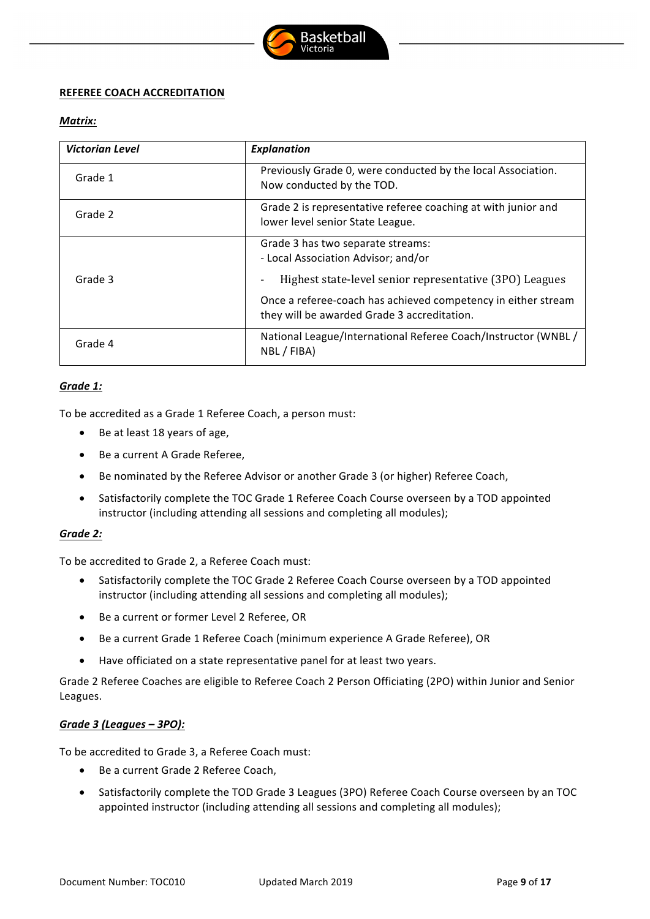**REFEREE COACH ACCREDITATION**

***Matrix:***

| *Victorian Level* | *Explanation* |
|---|---|
| Grade 1 | Previously Grade 0, were conducted by the local Association. Now conducted by the TOD. |
| Grade 2 | Grade 2 is representative referee coaching at with junior and lower level senior State League. |
| Grade 3 | Grade 3 has two separate streams:<br>- Local Association Advisor; and/or<br>- Highest state-level senior representative (3PO) Leagues<br>Once a referee-coach has achieved competency in either stream they will be awarded Grade 3 accreditation. |
| Grade 4 | National League/International Referee Coach/Instructor (WNBL / NBL / FIBA) |

***Grade 1:***

To be accredited as a Grade 1 Referee Coach, a person must:

- Be at least 18 years of age,
- Be a current A Grade Referee,
- Be nominated by the Referee Advisor or another Grade 3 (or higher) Referee Coach,
- Satisfactorily complete the TOC Grade 1 Referee Coach Course overseen by a TOD appointed instructor (including attending all sessions and completing all modules);

***Grade 2:***

To be accredited to Grade 2, a Referee Coach must:

- Satisfactorily complete the TOC Grade 2 Referee Coach Course overseen by a TOD appointed instructor (including attending all sessions and completing all modules);
- Be a current or former Level 2 Referee, OR
- Be a current Grade 1 Referee Coach (minimum experience A Grade Referee), OR
- Have officiated on a state representative panel for at least two years.

Grade 2 Referee Coaches are eligible to Referee Coach 2 Person Officiating (2PO) within Junior and Senior Leagues.

***Grade 3 (Leagues – 3PO):***

To be accredited to Grade 3, a Referee Coach must:

- Be a current Grade 2 Referee Coach,
- Satisfactorily complete the TOD Grade 3 Leagues (3PO) Referee Coach Course overseen by an TOC appointed instructor (including attending all sessions and completing all modules);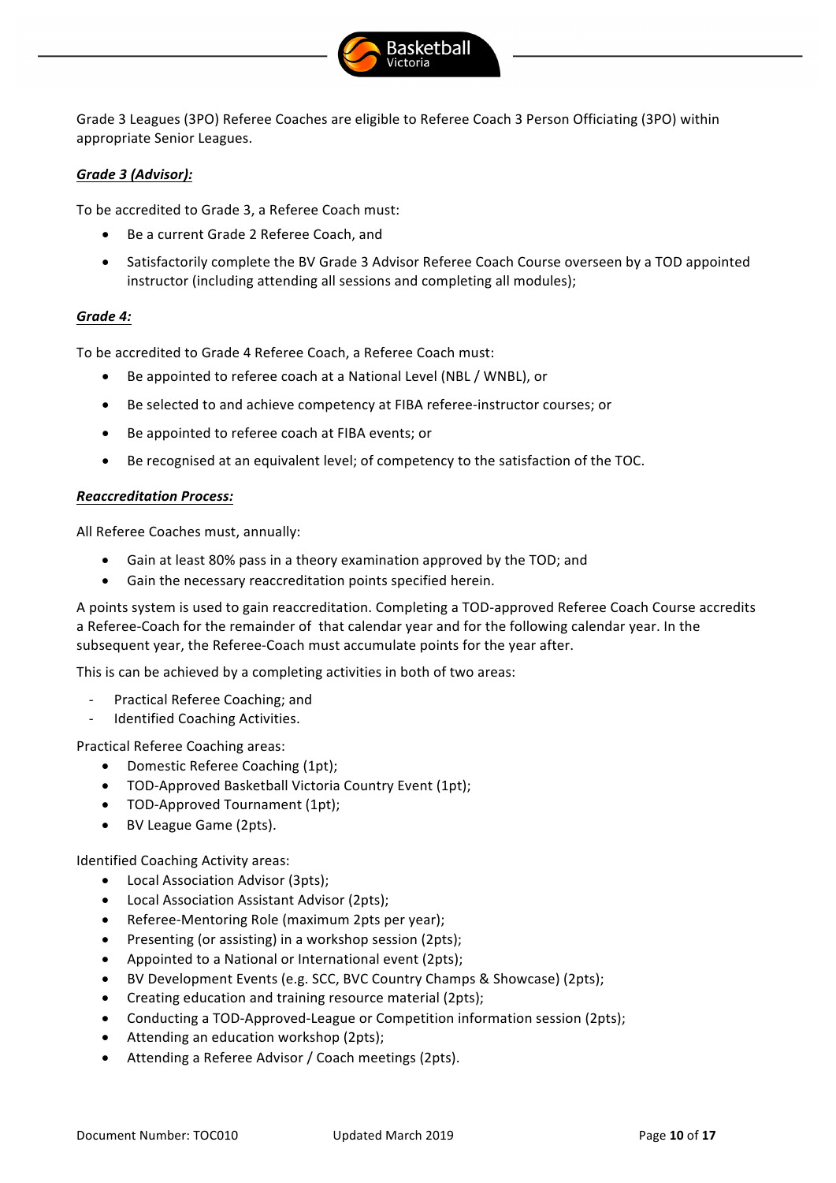Grade 3 Leagues (3PO) Referee Coaches are eligible to Referee Coach 3 Person Officiating (3PO) within appropriate Senior Leagues.

***Grade 3 (Advisor):***

To be accredited to Grade 3, a Referee Coach must:

- Be a current Grade 2 Referee Coach, and
- Satisfactorily complete the BV Grade 3 Advisor Referee Coach Course overseen by a TOD appointed instructor (including attending all sessions and completing all modules);

***Grade 4:***

To be accredited to Grade 4 Referee Coach, a Referee Coach must:

- Be appointed to referee coach at a National Level (NBL / WNBL), or
- Be selected to and achieve competency at FIBA referee-instructor courses; or
- Be appointed to referee coach at FIBA events; or
- Be recognised at an equivalent level; of competency to the satisfaction of the TOC.

***Reaccreditation Process:***

All Referee Coaches must, annually:

- Gain at least 80% pass in a theory examination approved by the TOD; and
- Gain the necessary reaccreditation points specified herein.

A points system is used to gain reaccreditation. Completing a TOD-approved Referee Coach Course accredits a Referee-Coach for the remainder of  that calendar year and for the following calendar year. In the subsequent year, the Referee-Coach must accumulate points for the year after.

This is can be achieved by a completing activities in both of two areas:

- Practical Referee Coaching; and
- Identified Coaching Activities.

Practical Referee Coaching areas:

- Domestic Referee Coaching (1pt);
- TOD-Approved Basketball Victoria Country Event (1pt);
- TOD-Approved Tournament (1pt);
- BV League Game (2pts).

Identified Coaching Activity areas:

- Local Association Advisor (3pts);
- Local Association Assistant Advisor (2pts);
- Referee-Mentoring Role (maximum 2pts per year);
- Presenting (or assisting) in a workshop session (2pts);
- Appointed to a National or International event (2pts);
- BV Development Events (e.g. SCC, BVC Country Champs & Showcase) (2pts);
- Creating education and training resource material (2pts);
- Conducting a TOD-Approved-League or Competition information session (2pts);
- Attending an education workshop (2pts);
- Attending a Referee Advisor / Coach meetings (2pts).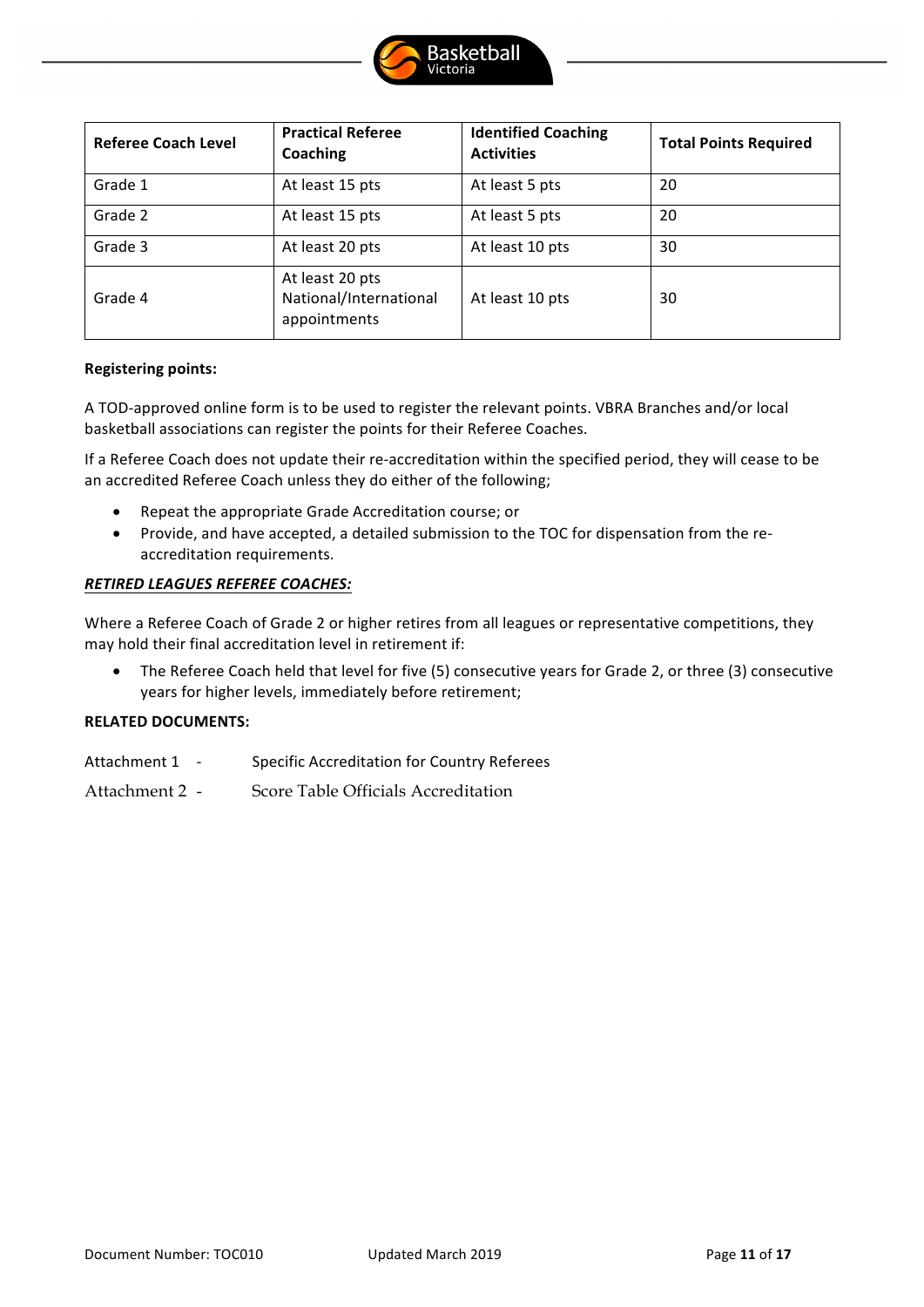| Referee Coach Level | Practical Referee Coaching | Identified Coaching Activities | Total Points Required |
|---|---|---|---|
| Grade 1 | At least 15 pts | At least 5 pts | 20 |
| Grade 2 | At least 15 pts | At least 5 pts | 20 |
| Grade 3 | At least 20 pts | At least 10 pts | 30 |
| Grade 4 | At least 20 pts National/International appointments | At least 10 pts | 30 |

**Registering points:**

A TOD-approved online form is to be used to register the relevant points. VBRA Branches and/or local basketball associations can register the points for their Referee Coaches.

If a Referee Coach does not update their re-accreditation within the specified period, they will cease to be an accredited Referee Coach unless they do either of the following;

- Repeat the appropriate Grade Accreditation course; or
- Provide, and have accepted, a detailed submission to the TOC for dispensation from the re-accreditation requirements.

***RETIRED LEAGUES REFEREE COACHES:***

Where a Referee Coach of Grade 2 or higher retires from all leagues or representative competitions, they may hold their final accreditation level in retirement if:

- The Referee Coach held that level for five (5) consecutive years for Grade 2, or three (3) consecutive years for higher levels, immediately before retirement;

**RELATED DOCUMENTS:**

Attachment 1 - Specific Accreditation for Country Referees

Attachment 2 - Score Table Officials Accreditation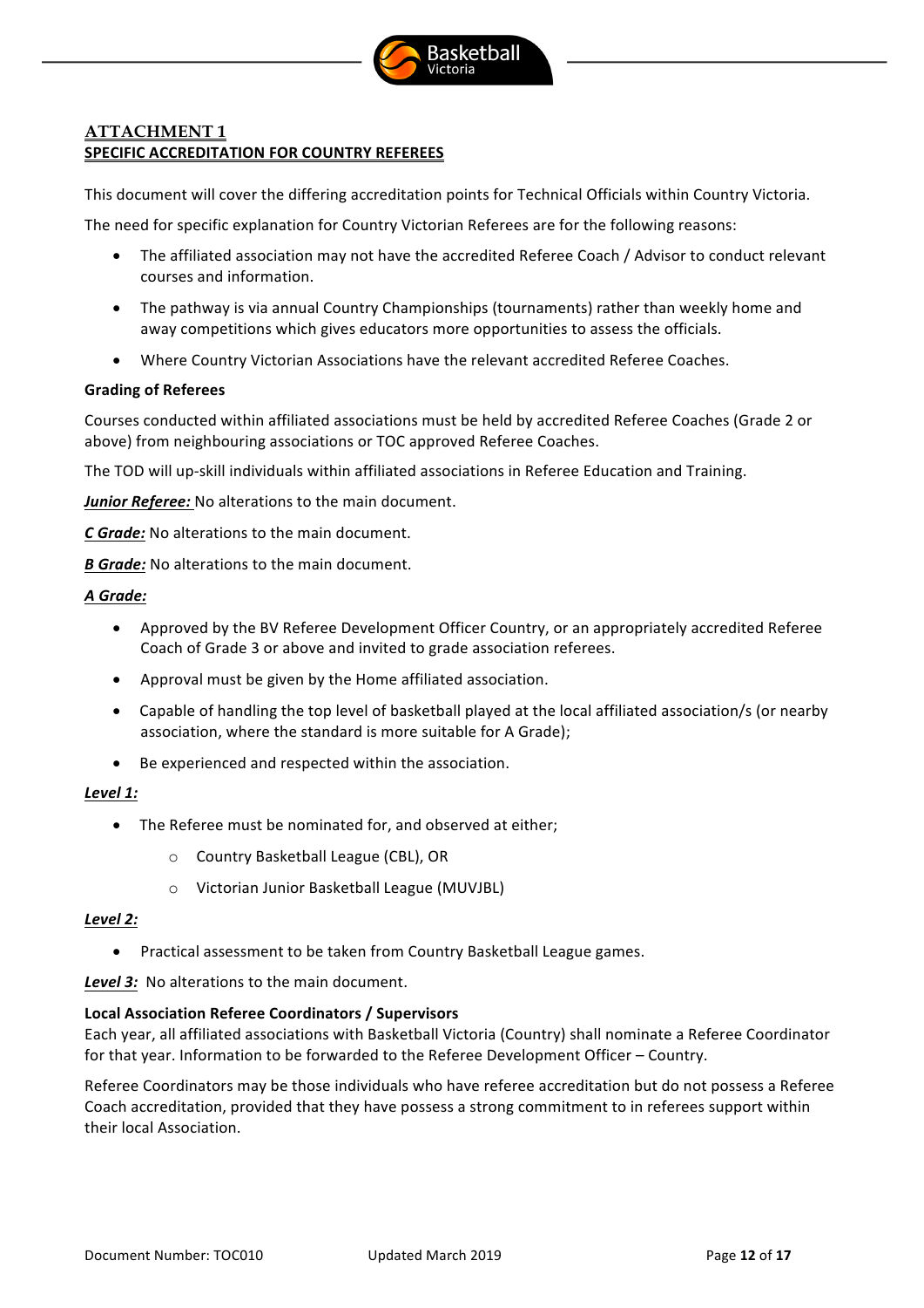## ATTACHMENT 1

### SPECIFIC ACCREDITATION FOR COUNTRY REFEREES

This document will cover the differing accreditation points for Technical Officials within Country Victoria.

The need for specific explanation for Country Victorian Referees are for the following reasons:

- The affiliated association may not have the accredited Referee Coach / Advisor to conduct relevant courses and information.
- The pathway is via annual Country Championships (tournaments) rather than weekly home and away competitions which gives educators more opportunities to assess the officials.
- Where Country Victorian Associations have the relevant accredited Referee Coaches.

**Grading of Referees**

Courses conducted within affiliated associations must be held by accredited Referee Coaches (Grade 2 or above) from neighbouring associations or TOC approved Referee Coaches.

The TOD will up-skill individuals within affiliated associations in Referee Education and Training.

***Junior Referee:*** No alterations to the main document.

***C Grade:*** No alterations to the main document.

***B Grade:*** No alterations to the main document.

***A Grade:***

- Approved by the BV Referee Development Officer Country, or an appropriately accredited Referee Coach of Grade 3 or above and invited to grade association referees.
- Approval must be given by the Home affiliated association.
- Capable of handling the top level of basketball played at the local affiliated association/s (or nearby association, where the standard is more suitable for A Grade);
- Be experienced and respected within the association.

***Level 1:***

- The Referee must be nominated for, and observed at either;
  - Country Basketball League (CBL), OR
  - Victorian Junior Basketball League (MUVJBL)

***Level 2:***

- Practical assessment to be taken from Country Basketball League games.

***Level 3:*** No alterations to the main document.

**Local Association Referee Coordinators / Supervisors**

Each year, all affiliated associations with Basketball Victoria (Country) shall nominate a Referee Coordinator for that year. Information to be forwarded to the Referee Development Officer – Country.

Referee Coordinators may be those individuals who have referee accreditation but do not possess a Referee Coach accreditation, provided that they have possess a strong commitment to in referees support within their local Association.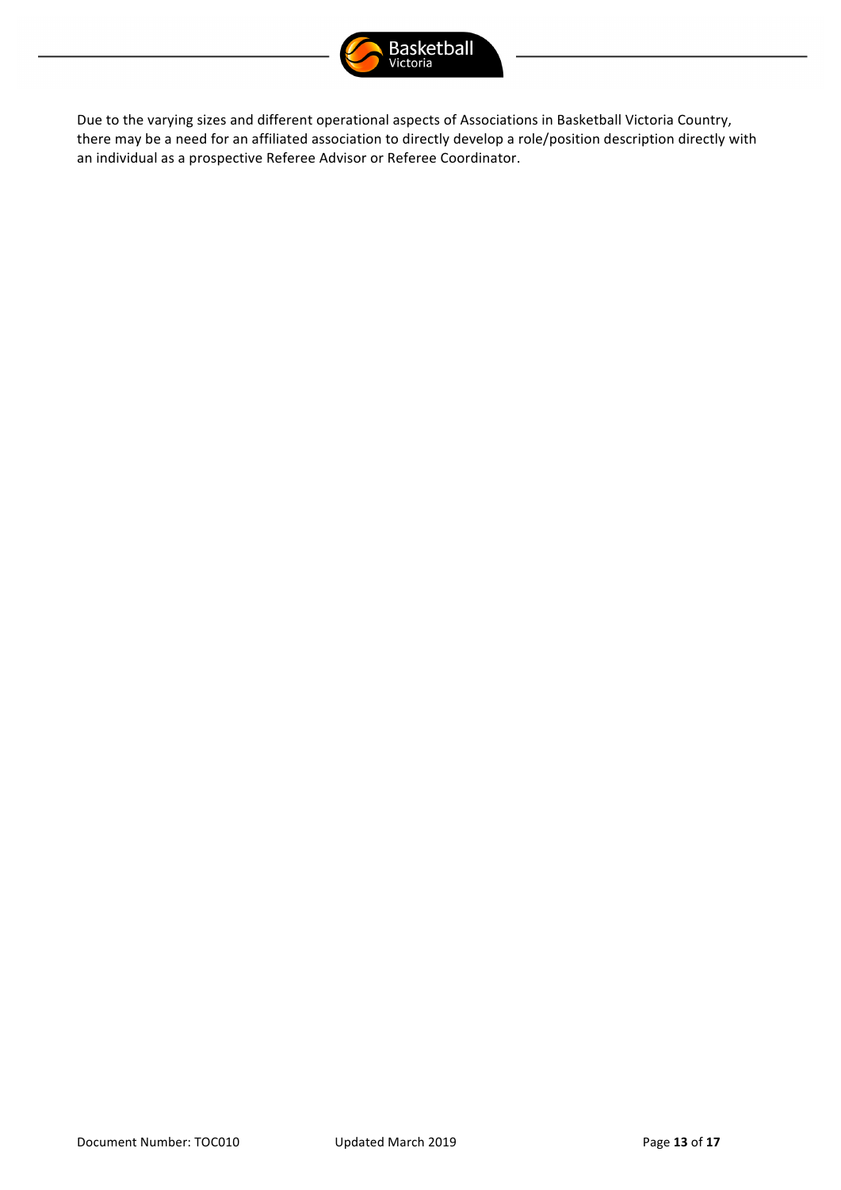Due to the varying sizes and different operational aspects of Associations in Basketball Victoria Country, there may be a need for an affiliated association to directly develop a role/position description directly with an individual as a prospective Referee Advisor or Referee Coordinator.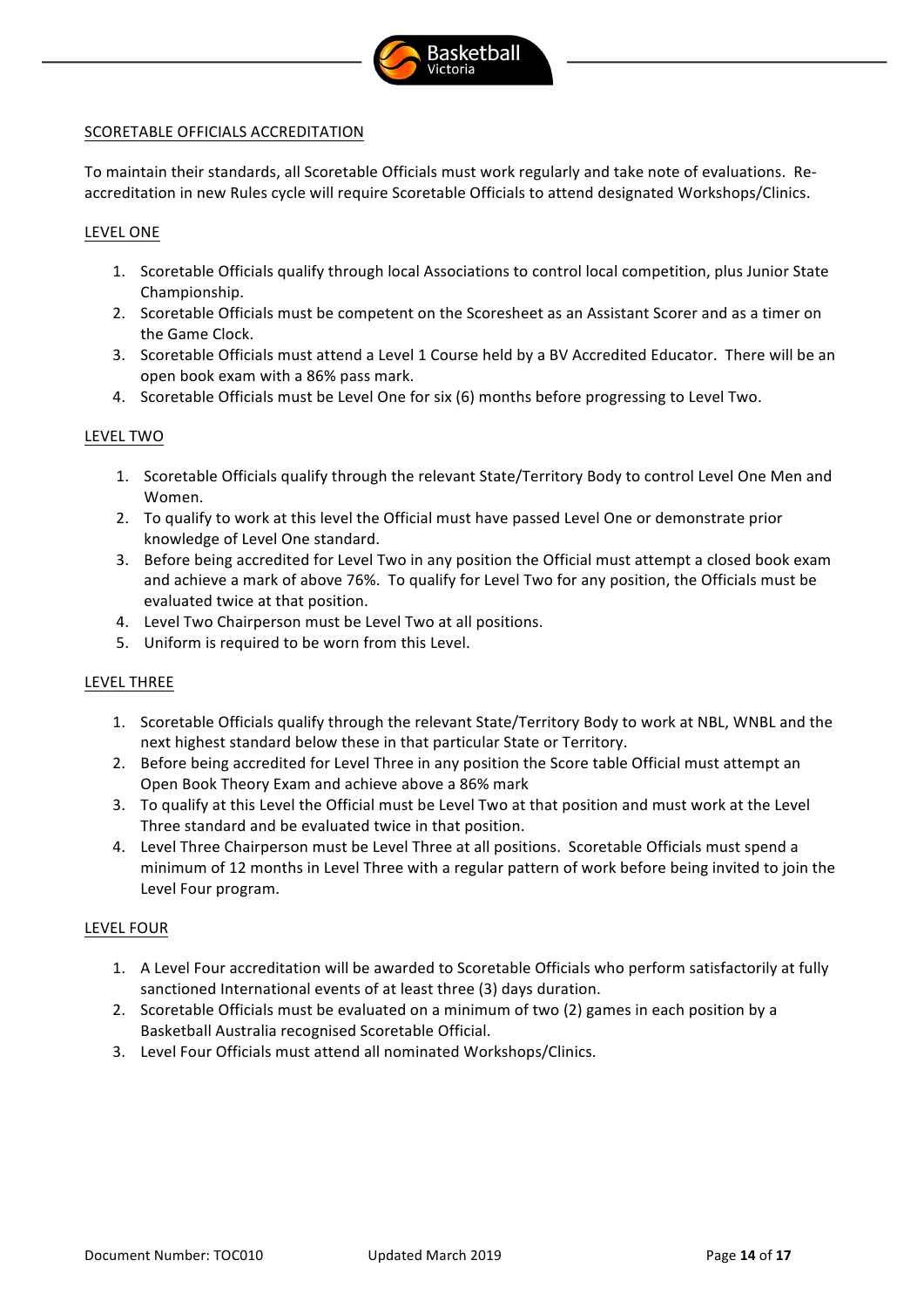## SCORETABLE OFFICIALS ACCREDITATION

To maintain their standards, all Scoretable Officials must work regularly and take note of evaluations. Re-accreditation in new Rules cycle will require Scoretable Officials to attend designated Workshops/Clinics.

### LEVEL ONE

1. Scoretable Officials qualify through local Associations to control local competition, plus Junior State Championship.
2. Scoretable Officials must be competent on the Scoresheet as an Assistant Scorer and as a timer on the Game Clock.
3. Scoretable Officials must attend a Level 1 Course held by a BV Accredited Educator. There will be an open book exam with a 86% pass mark.
4. Scoretable Officials must be Level One for six (6) months before progressing to Level Two.

### LEVEL TWO

1. Scoretable Officials qualify through the relevant State/Territory Body to control Level One Men and Women.
2. To qualify to work at this level the Official must have passed Level One or demonstrate prior knowledge of Level One standard.
3. Before being accredited for Level Two in any position the Official must attempt a closed book exam and achieve a mark of above 76%. To qualify for Level Two for any position, the Officials must be evaluated twice at that position.
4. Level Two Chairperson must be Level Two at all positions.
5. Uniform is required to be worn from this Level.

### LEVEL THREE

1. Scoretable Officials qualify through the relevant State/Territory Body to work at NBL, WNBL and the next highest standard below these in that particular State or Territory.
2. Before being accredited for Level Three in any position the Score table Official must attempt an Open Book Theory Exam and achieve above a 86% mark
3. To qualify at this Level the Official must be Level Two at that position and must work at the Level Three standard and be evaluated twice in that position.
4. Level Three Chairperson must be Level Three at all positions. Scoretable Officials must spend a minimum of 12 months in Level Three with a regular pattern of work before being invited to join the Level Four program.

### LEVEL FOUR

1. A Level Four accreditation will be awarded to Scoretable Officials who perform satisfactorily at fully sanctioned International events of at least three (3) days duration.
2. Scoretable Officials must be evaluated on a minimum of two (2) games in each position by a Basketball Australia recognised Scoretable Official.
3. Level Four Officials must attend all nominated Workshops/Clinics.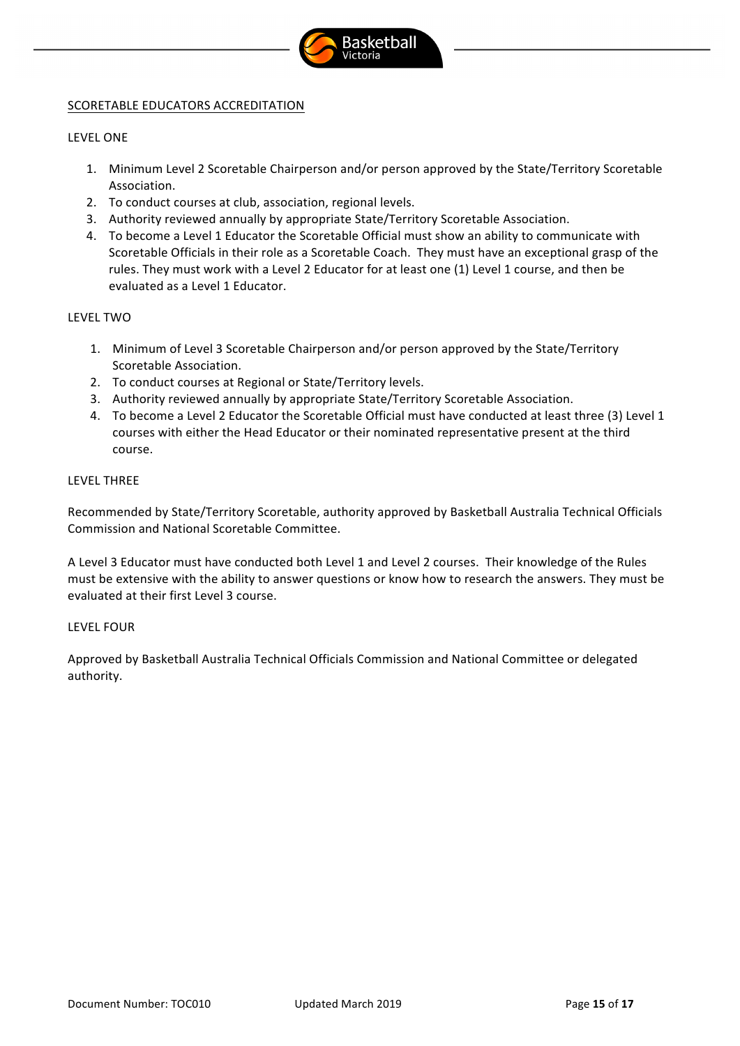## SCORETABLE EDUCATORS ACCREDITATION

### LEVEL ONE

1. Minimum Level 2 Scoretable Chairperson and/or person approved by the State/Territory Scoretable Association.
2. To conduct courses at club, association, regional levels.
3. Authority reviewed annually by appropriate State/Territory Scoretable Association.
4. To become a Level 1 Educator the Scoretable Official must show an ability to communicate with Scoretable Officials in their role as a Scoretable Coach. They must have an exceptional grasp of the rules. They must work with a Level 2 Educator for at least one (1) Level 1 course, and then be evaluated as a Level 1 Educator.

### LEVEL TWO

1. Minimum of Level 3 Scoretable Chairperson and/or person approved by the State/Territory Scoretable Association.
2. To conduct courses at Regional or State/Territory levels.
3. Authority reviewed annually by appropriate State/Territory Scoretable Association.
4. To become a Level 2 Educator the Scoretable Official must have conducted at least three (3) Level 1 courses with either the Head Educator or their nominated representative present at the third course.

### LEVEL THREE

Recommended by State/Territory Scoretable, authority approved by Basketball Australia Technical Officials Commission and National Scoretable Committee.

A Level 3 Educator must have conducted both Level 1 and Level 2 courses. Their knowledge of the Rules must be extensive with the ability to answer questions or know how to research the answers. They must be evaluated at their first Level 3 course.

### LEVEL FOUR

Approved by Basketball Australia Technical Officials Commission and National Committee or delegated authority.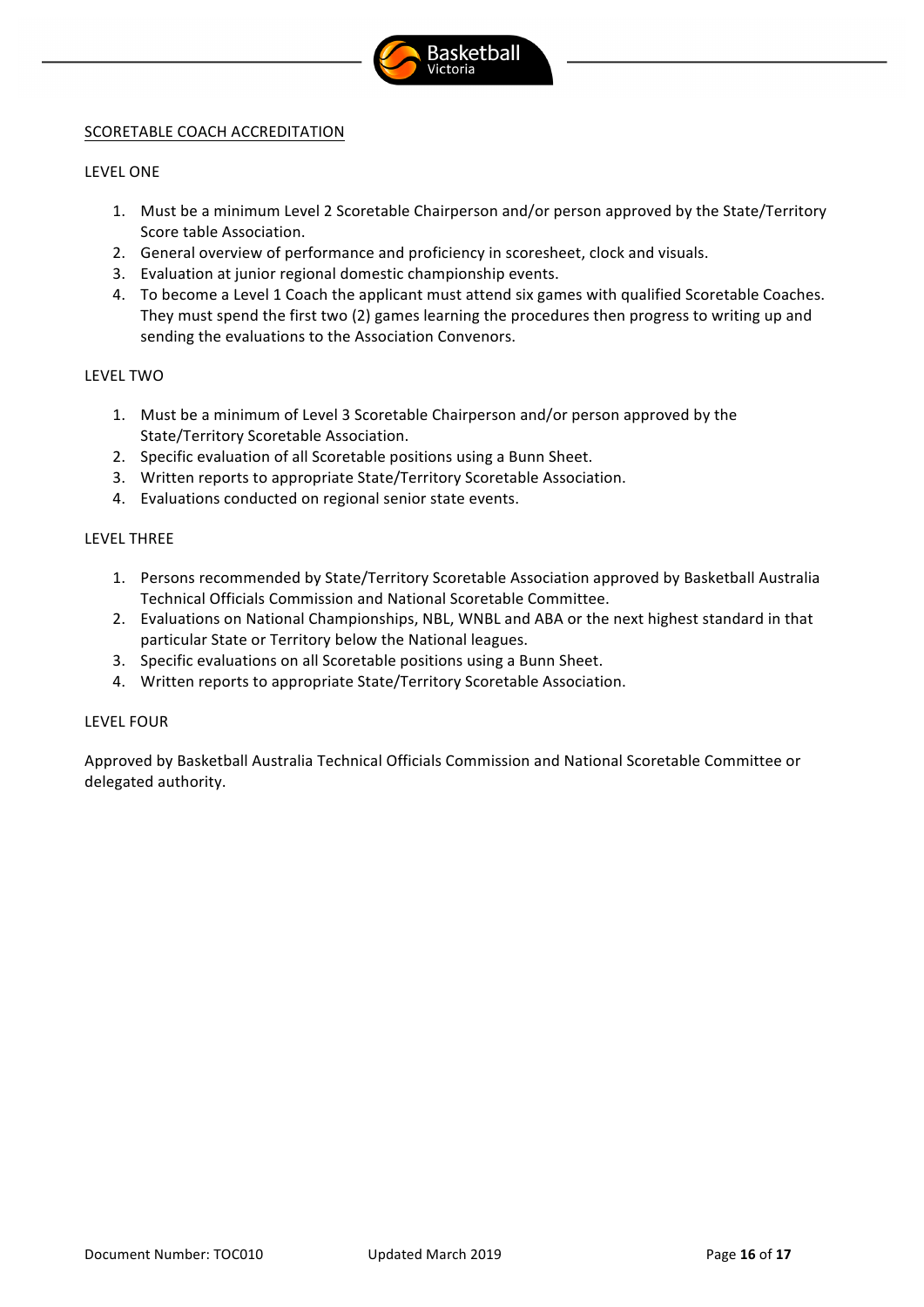## SCORETABLE COACH ACCREDITATION

### LEVEL ONE

1. Must be a minimum Level 2 Scoretable Chairperson and/or person approved by the State/Territory Score table Association.
2. General overview of performance and proficiency in scoresheet, clock and visuals.
3. Evaluation at junior regional domestic championship events.
4. To become a Level 1 Coach the applicant must attend six games with qualified Scoretable Coaches. They must spend the first two (2) games learning the procedures then progress to writing up and sending the evaluations to the Association Convenors.

### LEVEL TWO

1. Must be a minimum of Level 3 Scoretable Chairperson and/or person approved by the State/Territory Scoretable Association.
2. Specific evaluation of all Scoretable positions using a Bunn Sheet.
3. Written reports to appropriate State/Territory Scoretable Association.
4. Evaluations conducted on regional senior state events.

### LEVEL THREE

1. Persons recommended by State/Territory Scoretable Association approved by Basketball Australia Technical Officials Commission and National Scoretable Committee.
2. Evaluations on National Championships, NBL, WNBL and ABA or the next highest standard in that particular State or Territory below the National leagues.
3. Specific evaluations on all Scoretable positions using a Bunn Sheet.
4. Written reports to appropriate State/Territory Scoretable Association.

### LEVEL FOUR

Approved by Basketball Australia Technical Officials Commission and National Scoretable Committee or delegated authority.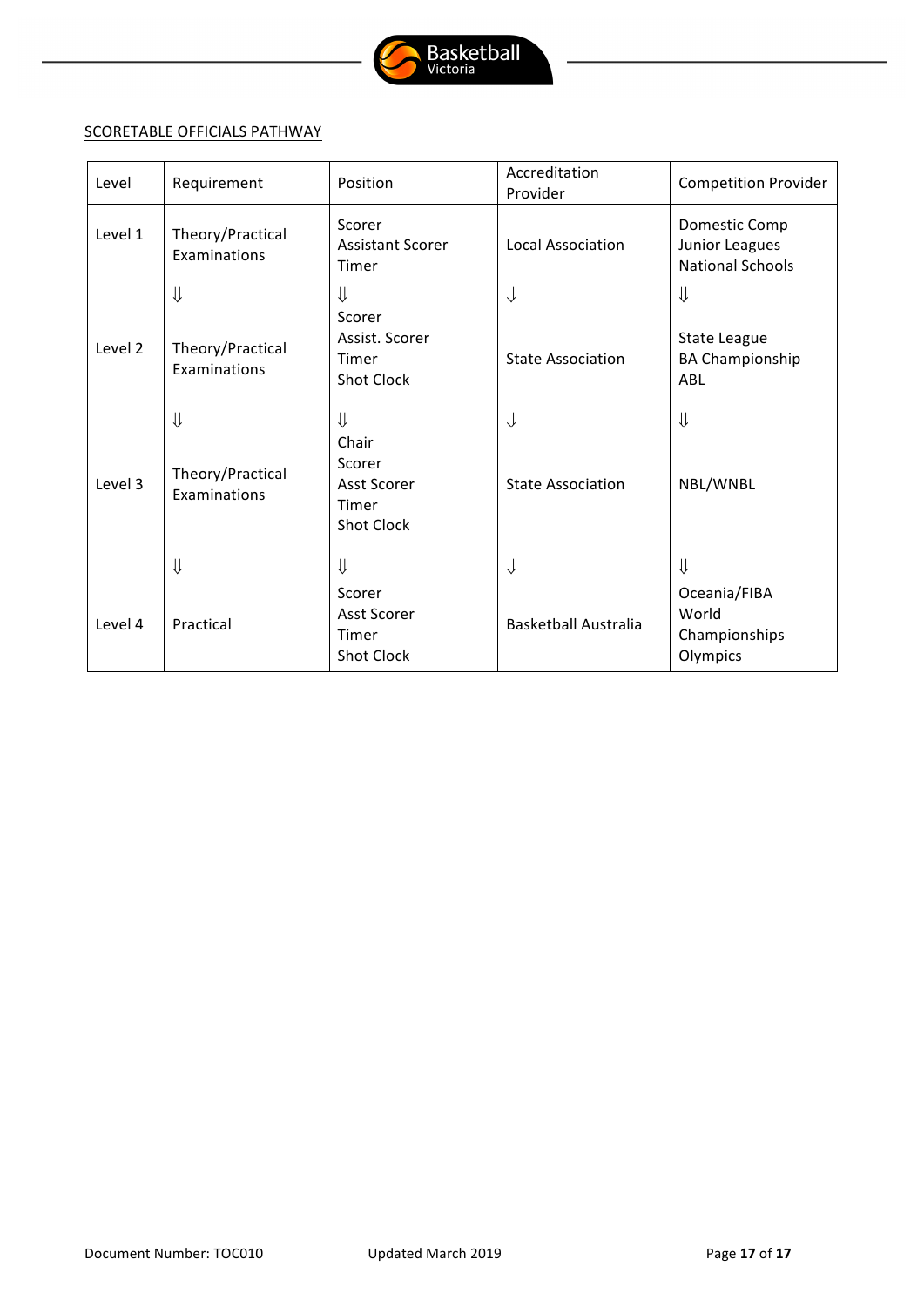SCORETABLE OFFICIALS PATHWAY

| Level | Requirement | Position | Accreditation Provider | Competition Provider |
|---|---|---|---|---|
| Level 1 | Theory/Practical Examinations | Scorer<br>Assistant Scorer<br>Timer | Local Association | Domestic Comp<br>Junior Leagues<br>National Schools |
| | ⇓ | ⇓ | ⇓ | ⇓ |
| Level 2 | Theory/Practical Examinations | Scorer<br>Assist. Scorer<br>Timer<br>Shot Clock | State Association | State League<br>BA Championship<br>ABL |
| | ⇓ | ⇓ | ⇓ | ⇓ |
| Level 3 | Theory/Practical Examinations | Chair<br>Scorer<br>Asst Scorer<br>Timer<br>Shot Clock | State Association | NBL/WNBL |
| | ⇓ | ⇓ | ⇓ | ⇓ |
| Level 4 | Practical | Scorer<br>Asst Scorer<br>Timer<br>Shot Clock | Basketball Australia | Oceania/FIBA<br>World Championships<br>Olympics |

Document Number: TOC010 Updated March 2019